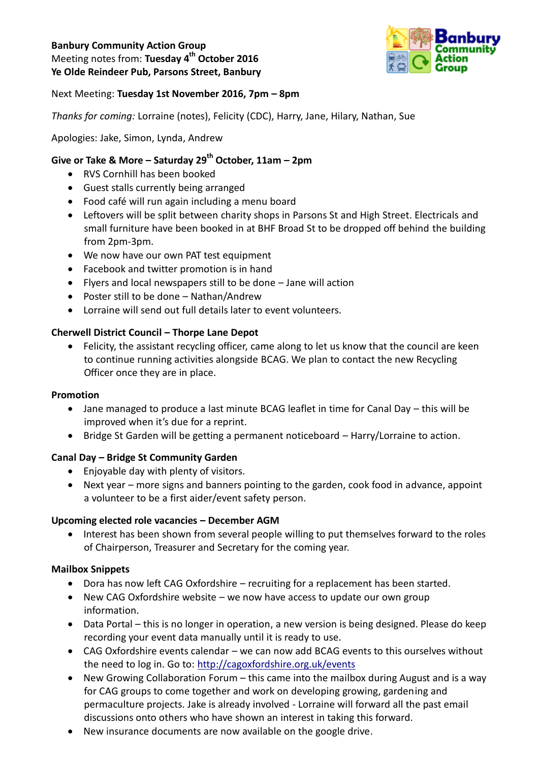**Banbury Community Action Group**
Meeting notes from: **Tuesday 4th October 2016**
**Ye Olde Reindeer Pub, Parsons Street, Banbury**

Next Meeting: **Tuesday 1st November 2016, 7pm – 8pm**

*Thanks for coming:* Lorraine (notes), Felicity (CDC), Harry, Jane, Hilary, Nathan, Sue

Apologies: Jake, Simon, Lynda, Andrew

### Give or Take & More – Saturday 29th October, 11am – 2pm

- RVS Cornhill has been booked
- Guest stalls currently being arranged
- Food café will run again including a menu board
- Leftovers will be split between charity shops in Parsons St and High Street. Electricals and small furniture have been booked in at BHF Broad St to be dropped off behind the building from 2pm-3pm.
- We now have our own PAT test equipment
- Facebook and twitter promotion is in hand
- Flyers and local newspapers still to be done – Jane will action
- Poster still to be done – Nathan/Andrew
- Lorraine will send out full details later to event volunteers.

### Cherwell District Council – Thorpe Lane Depot

- Felicity, the assistant recycling officer, came along to let us know that the council are keen to continue running activities alongside BCAG. We plan to contact the new Recycling Officer once they are in place.

### Promotion

- Jane managed to produce a last minute BCAG leaflet in time for Canal Day – this will be improved when it's due for a reprint.
- Bridge St Garden will be getting a permanent noticeboard – Harry/Lorraine to action.

### Canal Day – Bridge St Community Garden

- Enjoyable day with plenty of visitors.
- Next year – more signs and banners pointing to the garden, cook food in advance, appoint a volunteer to be a first aider/event safety person.

### Upcoming elected role vacancies – December AGM

- Interest has been shown from several people willing to put themselves forward to the roles of Chairperson, Treasurer and Secretary for the coming year.

### Mailbox Snippets

- Dora has now left CAG Oxfordshire – recruiting for a replacement has been started.
- New CAG Oxfordshire website – we now have access to update our own group information.
- Data Portal – this is no longer in operation, a new version is being designed. Please do keep recording your event data manually until it is ready to use.
- CAG Oxfordshire events calendar – we can now add BCAG events to this ourselves without the need to log in. Go to: http://cagoxfordshire.org.uk/events
- New Growing Collaboration Forum – this came into the mailbox during August and is a way for CAG groups to come together and work on developing growing, gardening and permaculture projects. Jake is already involved - Lorraine will forward all the past email discussions onto others who have shown an interest in taking this forward.
- New insurance documents are now available on the google drive.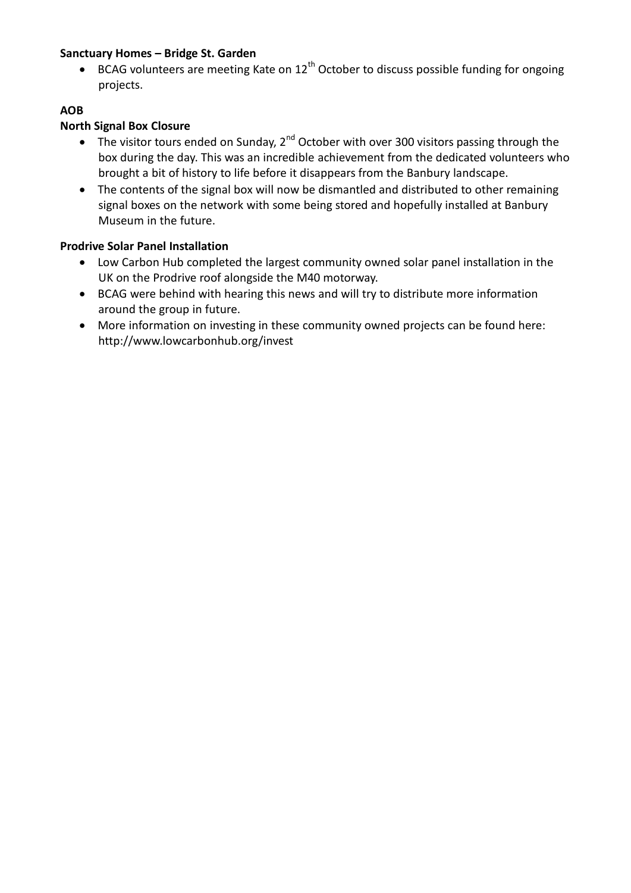**Sanctuary Homes – Bridge St. Garden**

- BCAG volunteers are meeting Kate on 12th October to discuss possible funding for ongoing projects.

**AOB**

**North Signal Box Closure**

- The visitor tours ended on Sunday, 2nd October with over 300 visitors passing through the box during the day. This was an incredible achievement from the dedicated volunteers who brought a bit of history to life before it disappears from the Banbury landscape.
- The contents of the signal box will now be dismantled and distributed to other remaining signal boxes on the network with some being stored and hopefully installed at Banbury Museum in the future.

**Prodrive Solar Panel Installation**

- Low Carbon Hub completed the largest community owned solar panel installation in the UK on the Prodrive roof alongside the M40 motorway.
- BCAG were behind with hearing this news and will try to distribute more information around the group in future.
- More information on investing in these community owned projects can be found here: http://www.lowcarbonhub.org/invest